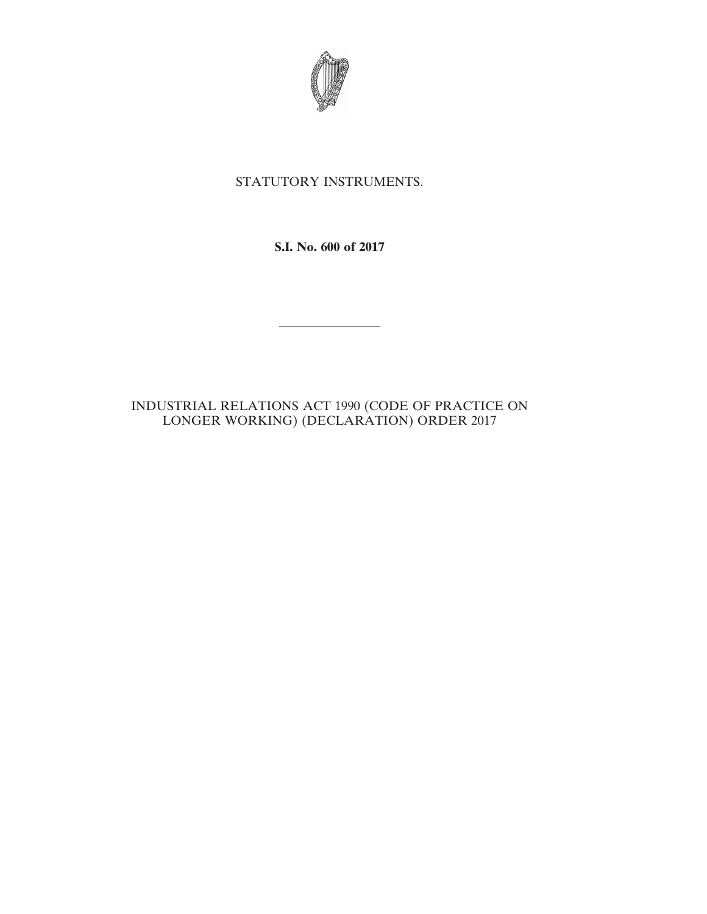STATUTORY INSTRUMENTS.

**S.I. No. 600 of 2017**

---

INDUSTRIAL RELATIONS ACT 1990 (CODE OF PRACTICE ON LONGER WORKING) (DECLARATION) ORDER 2017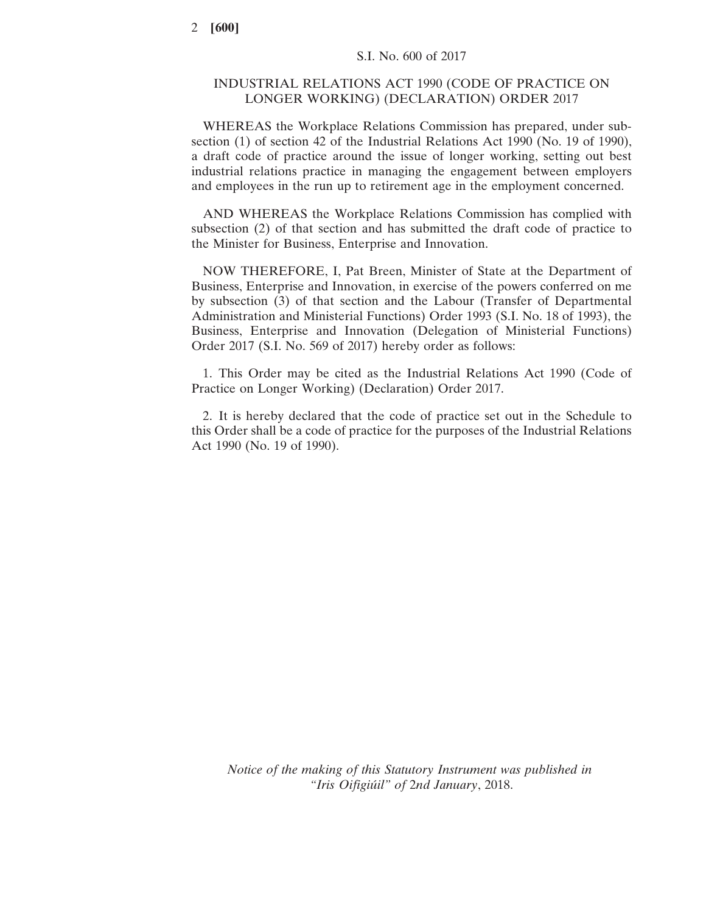S.I. No. 600 of 2017

## INDUSTRIAL RELATIONS ACT 1990 (CODE OF PRACTICE ON LONGER WORKING) (DECLARATION) ORDER 2017

WHEREAS the Workplace Relations Commission has prepared, under subsection (1) of section 42 of the Industrial Relations Act 1990 (No. 19 of 1990), a draft code of practice around the issue of longer working, setting out best industrial relations practice in managing the engagement between employers and employees in the run up to retirement age in the employment concerned.

AND WHEREAS the Workplace Relations Commission has complied with subsection (2) of that section and has submitted the draft code of practice to the Minister for Business, Enterprise and Innovation.

NOW THEREFORE, I, Pat Breen, Minister of State at the Department of Business, Enterprise and Innovation, in exercise of the powers conferred on me by subsection (3) of that section and the Labour (Transfer of Departmental Administration and Ministerial Functions) Order 1993 (S.I. No. 18 of 1993), the Business, Enterprise and Innovation (Delegation of Ministerial Functions) Order 2017 (S.I. No. 569 of 2017) hereby order as follows:

1. This Order may be cited as the Industrial Relations Act 1990 (Code of Practice on Longer Working) (Declaration) Order 2017.

2. It is hereby declared that the code of practice set out in the Schedule to this Order shall be a code of practice for the purposes of the Industrial Relations Act 1990 (No. 19 of 1990).

*Notice of the making of this Statutory Instrument was published in "Iris Oifigiúil" of* 2*nd January*, 2018.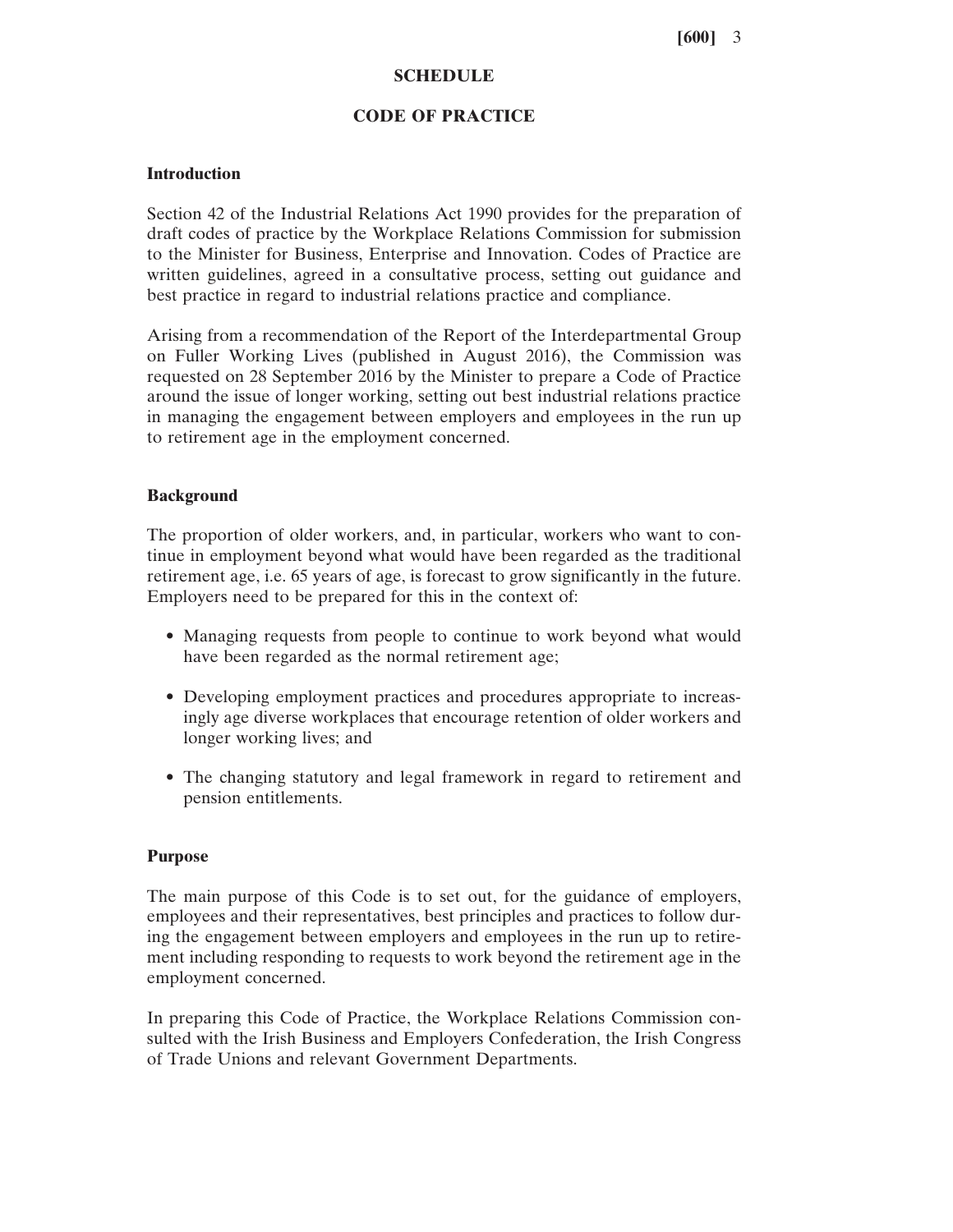## SCHEDULE

## CODE OF PRACTICE

### Introduction

Section 42 of the Industrial Relations Act 1990 provides for the preparation of draft codes of practice by the Workplace Relations Commission for submission to the Minister for Business, Enterprise and Innovation. Codes of Practice are written guidelines, agreed in a consultative process, setting out guidance and best practice in regard to industrial relations practice and compliance.

Arising from a recommendation of the Report of the Interdepartmental Group on Fuller Working Lives (published in August 2016), the Commission was requested on 28 September 2016 by the Minister to prepare a Code of Practice around the issue of longer working, setting out best industrial relations practice in managing the engagement between employers and employees in the run up to retirement age in the employment concerned.

### Background

The proportion of older workers, and, in particular, workers who want to continue in employment beyond what would have been regarded as the traditional retirement age, i.e. 65 years of age, is forecast to grow significantly in the future. Employers need to be prepared for this in the context of:

- Managing requests from people to continue to work beyond what would have been regarded as the normal retirement age;
- Developing employment practices and procedures appropriate to increasingly age diverse workplaces that encourage retention of older workers and longer working lives; and
- The changing statutory and legal framework in regard to retirement and pension entitlements.

### Purpose

The main purpose of this Code is to set out, for the guidance of employers, employees and their representatives, best principles and practices to follow during the engagement between employers and employees in the run up to retirement including responding to requests to work beyond the retirement age in the employment concerned.

In preparing this Code of Practice, the Workplace Relations Commission consulted with the Irish Business and Employers Confederation, the Irish Congress of Trade Unions and relevant Government Departments.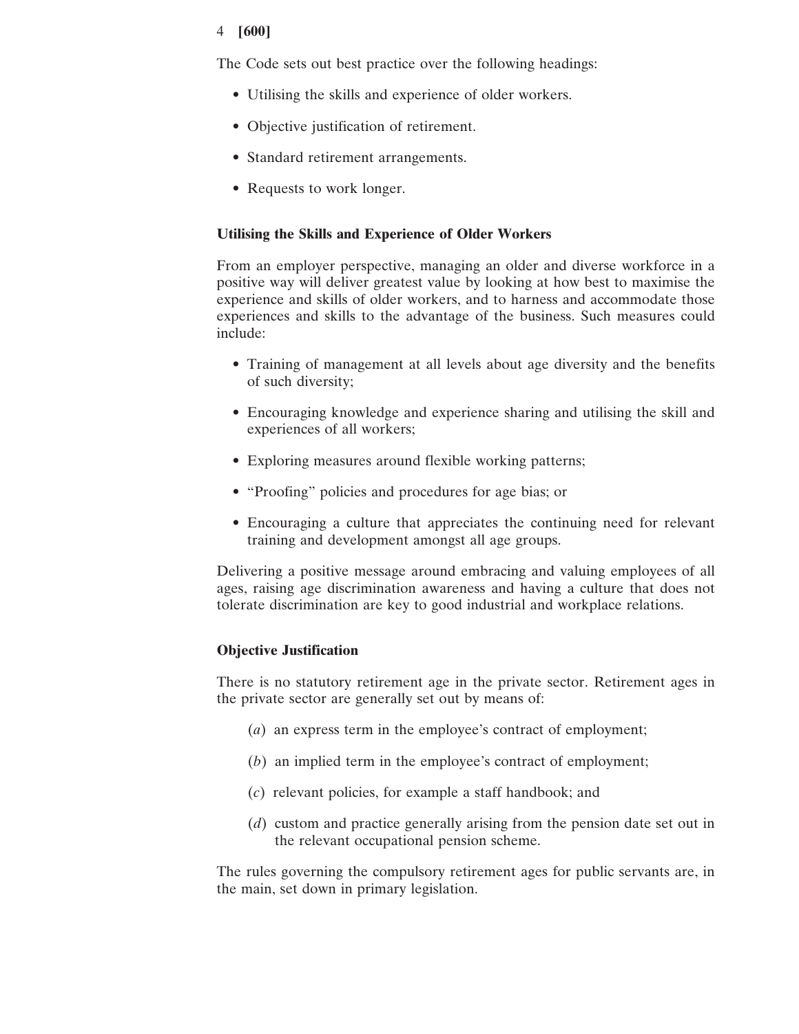The Code sets out best practice over the following headings:

- Utilising the skills and experience of older workers.
- Objective justification of retirement.
- Standard retirement arrangements.
- Requests to work longer.

**Utilising the Skills and Experience of Older Workers**

From an employer perspective, managing an older and diverse workforce in a positive way will deliver greatest value by looking at how best to maximise the experience and skills of older workers, and to harness and accommodate those experiences and skills to the advantage of the business. Such measures could include:

- Training of management at all levels about age diversity and the benefits of such diversity;
- Encouraging knowledge and experience sharing and utilising the skill and experiences of all workers;
- Exploring measures around flexible working patterns;
- "Proofing" policies and procedures for age bias; or
- Encouraging a culture that appreciates the continuing need for relevant training and development amongst all age groups.

Delivering a positive message around embracing and valuing employees of all ages, raising age discrimination awareness and having a culture that does not tolerate discrimination are key to good industrial and workplace relations.

**Objective Justification**

There is no statutory retirement age in the private sector. Retirement ages in the private sector are generally set out by means of:

(*a*) an express term in the employee's contract of employment;

(*b*) an implied term in the employee's contract of employment;

(*c*) relevant policies, for example a staff handbook; and

(*d*) custom and practice generally arising from the pension date set out in the relevant occupational pension scheme.

The rules governing the compulsory retirement ages for public servants are, in the main, set down in primary legislation.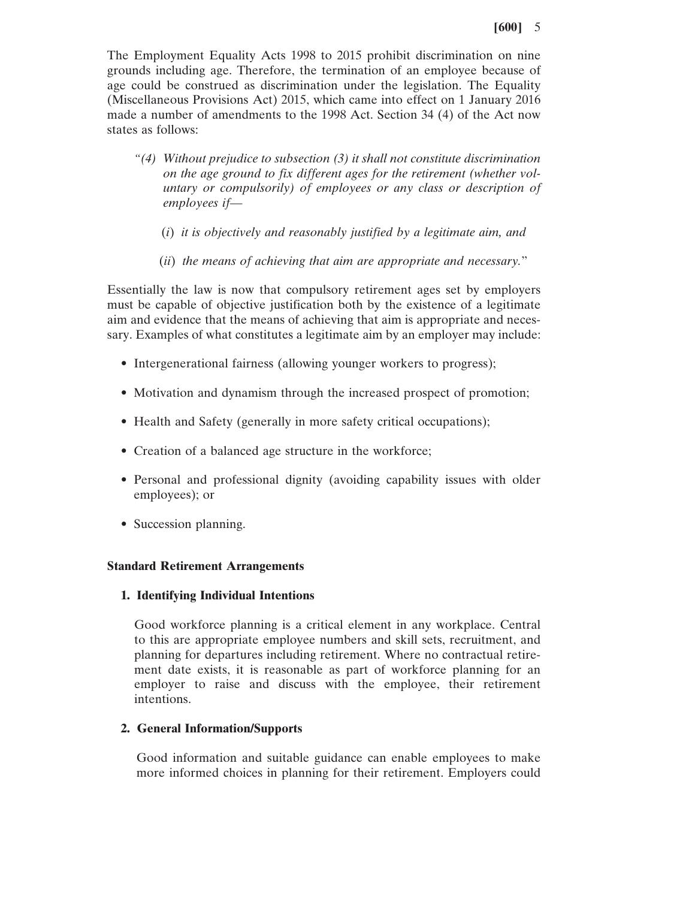The Employment Equality Acts 1998 to 2015 prohibit discrimination on nine grounds including age. Therefore, the termination of an employee because of age could be construed as discrimination under the legislation. The Equality (Miscellaneous Provisions Act) 2015, which came into effect on 1 January 2016 made a number of amendments to the 1998 Act. Section 34 (4) of the Act now states as follows:

> *"(4) Without prejudice to subsection (3) it shall not constitute discrimination on the age ground to fix different ages for the retirement (whether voluntary or compulsorily) of employees or any class or description of employees if—*
>
> *(i) it is objectively and reasonably justified by a legitimate aim, and*
>
> *(ii) the means of achieving that aim are appropriate and necessary."*

Essentially the law is now that compulsory retirement ages set by employers must be capable of objective justification both by the existence of a legitimate aim and evidence that the means of achieving that aim is appropriate and necessary. Examples of what constitutes a legitimate aim by an employer may include:

- Intergenerational fairness (allowing younger workers to progress);
- Motivation and dynamism through the increased prospect of promotion;
- Health and Safety (generally in more safety critical occupations);
- Creation of a balanced age structure in the workforce;
- Personal and professional dignity (avoiding capability issues with older employees); or
- Succession planning.

**Standard Retirement Arrangements**

**1. Identifying Individual Intentions**

Good workforce planning is a critical element in any workplace. Central to this are appropriate employee numbers and skill sets, recruitment, and planning for departures including retirement. Where no contractual retirement date exists, it is reasonable as part of workforce planning for an employer to raise and discuss with the employee, their retirement intentions.

**2. General Information/Supports**

Good information and suitable guidance can enable employees to make more informed choices in planning for their retirement. Employers could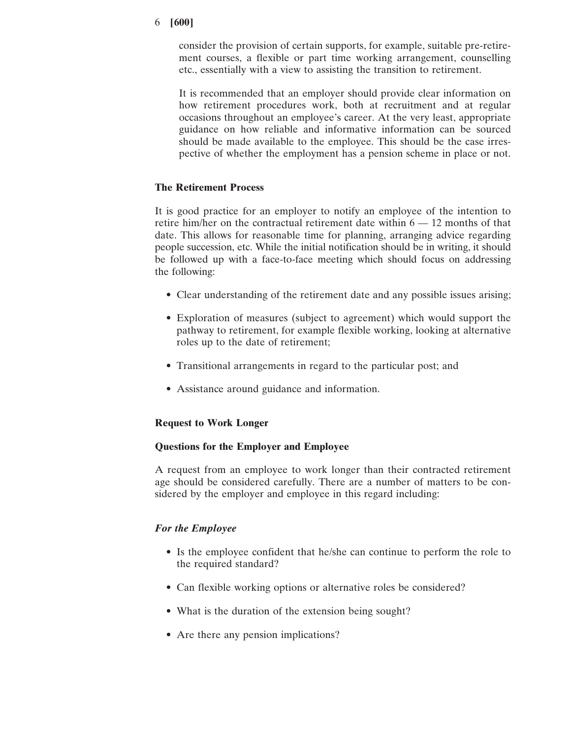consider the provision of certain supports, for example, suitable pre-retirement courses, a flexible or part time working arrangement, counselling etc., essentially with a view to assisting the transition to retirement.

It is recommended that an employer should provide clear information on how retirement procedures work, both at recruitment and at regular occasions throughout an employee's career. At the very least, appropriate guidance on how reliable and informative information can be sourced should be made available to the employee. This should be the case irrespective of whether the employment has a pension scheme in place or not.

**The Retirement Process**

It is good practice for an employer to notify an employee of the intention to retire him/her on the contractual retirement date within 6 — 12 months of that date. This allows for reasonable time for planning, arranging advice regarding people succession, etc. While the initial notification should be in writing, it should be followed up with a face-to-face meeting which should focus on addressing the following:

- Clear understanding of the retirement date and any possible issues arising;
- Exploration of measures (subject to agreement) which would support the pathway to retirement, for example flexible working, looking at alternative roles up to the date of retirement;
- Transitional arrangements in regard to the particular post; and
- Assistance around guidance and information.

**Request to Work Longer**

**Questions for the Employer and Employee**

A request from an employee to work longer than their contracted retirement age should be considered carefully. There are a number of matters to be considered by the employer and employee in this regard including:

***For the Employee***

- Is the employee confident that he/she can continue to perform the role to the required standard?
- Can flexible working options or alternative roles be considered?
- What is the duration of the extension being sought?
- Are there any pension implications?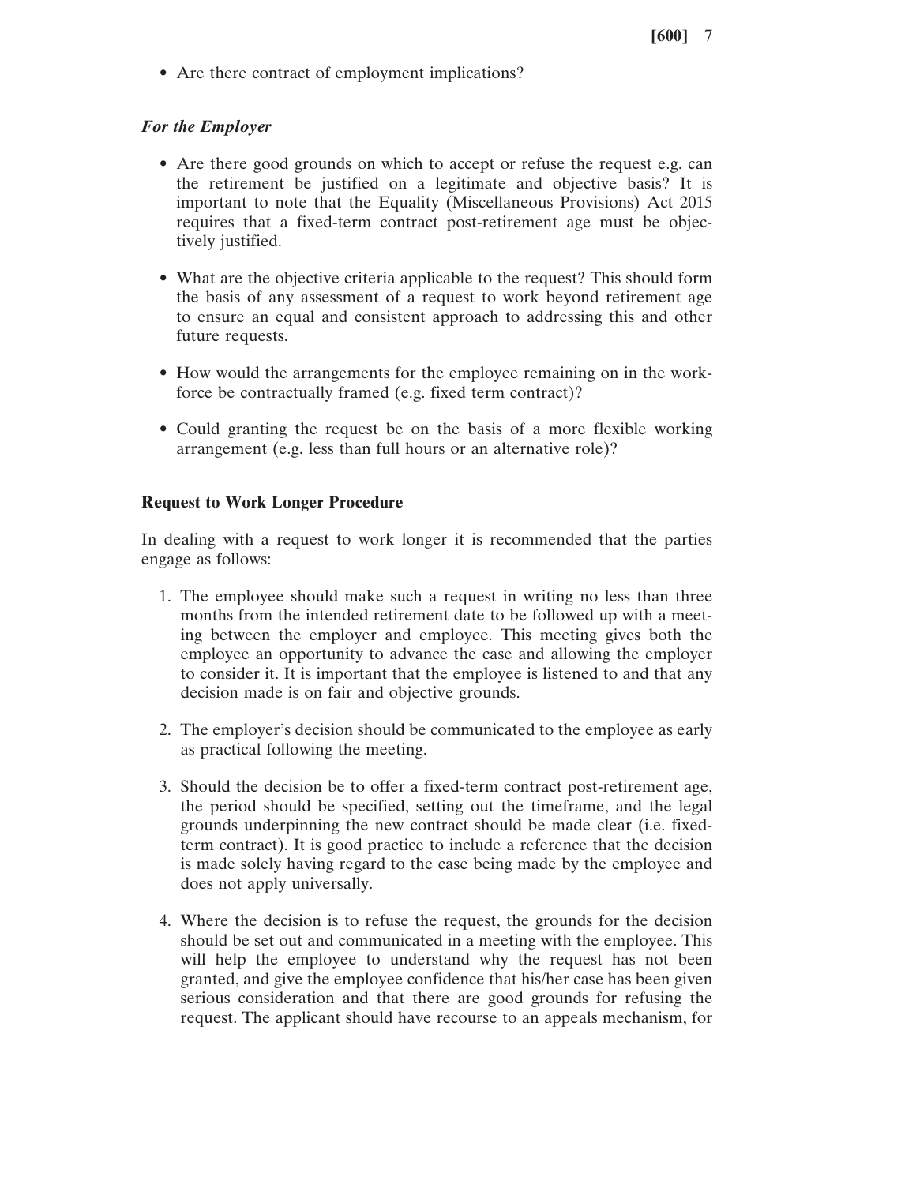- Are there contract of employment implications?

### *For the Employer*

- Are there good grounds on which to accept or refuse the request e.g. can the retirement be justified on a legitimate and objective basis? It is important to note that the Equality (Miscellaneous Provisions) Act 2015 requires that a fixed-term contract post-retirement age must be objectively justified.
- What are the objective criteria applicable to the request? This should form the basis of any assessment of a request to work beyond retirement age to ensure an equal and consistent approach to addressing this and other future requests.
- How would the arrangements for the employee remaining on in the workforce be contractually framed (e.g. fixed term contract)?
- Could granting the request be on the basis of a more flexible working arrangement (e.g. less than full hours or an alternative role)?

### **Request to Work Longer Procedure**

In dealing with a request to work longer it is recommended that the parties engage as follows:

1. The employee should make such a request in writing no less than three months from the intended retirement date to be followed up with a meeting between the employer and employee. This meeting gives both the employee an opportunity to advance the case and allowing the employer to consider it. It is important that the employee is listened to and that any decision made is on fair and objective grounds.
2. The employer's decision should be communicated to the employee as early as practical following the meeting.
3. Should the decision be to offer a fixed-term contract post-retirement age, the period should be specified, setting out the timeframe, and the legal grounds underpinning the new contract should be made clear (i.e. fixed-term contract). It is good practice to include a reference that the decision is made solely having regard to the case being made by the employee and does not apply universally.
4. Where the decision is to refuse the request, the grounds for the decision should be set out and communicated in a meeting with the employee. This will help the employee to understand why the request has not been granted, and give the employee confidence that his/her case has been given serious consideration and that there are good grounds for refusing the request. The applicant should have recourse to an appeals mechanism, for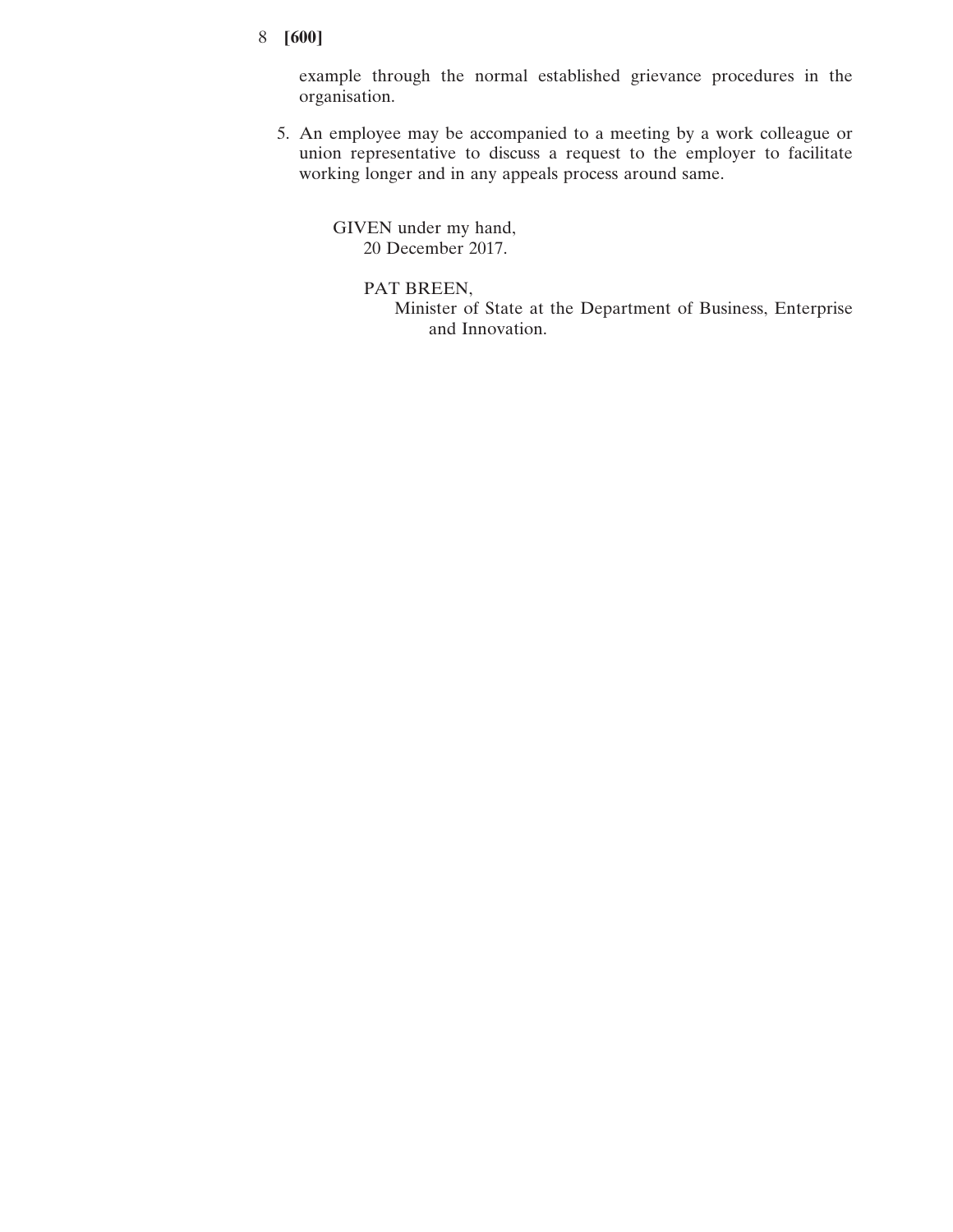example through the normal established grievance procedures in the organisation.

5. An employee may be accompanied to a meeting by a work colleague or union representative to discuss a request to the employer to facilitate working longer and in any appeals process around same.

GIVEN under my hand,
20 December 2017.

PAT BREEN,
Minister of State at the Department of Business, Enterprise and Innovation.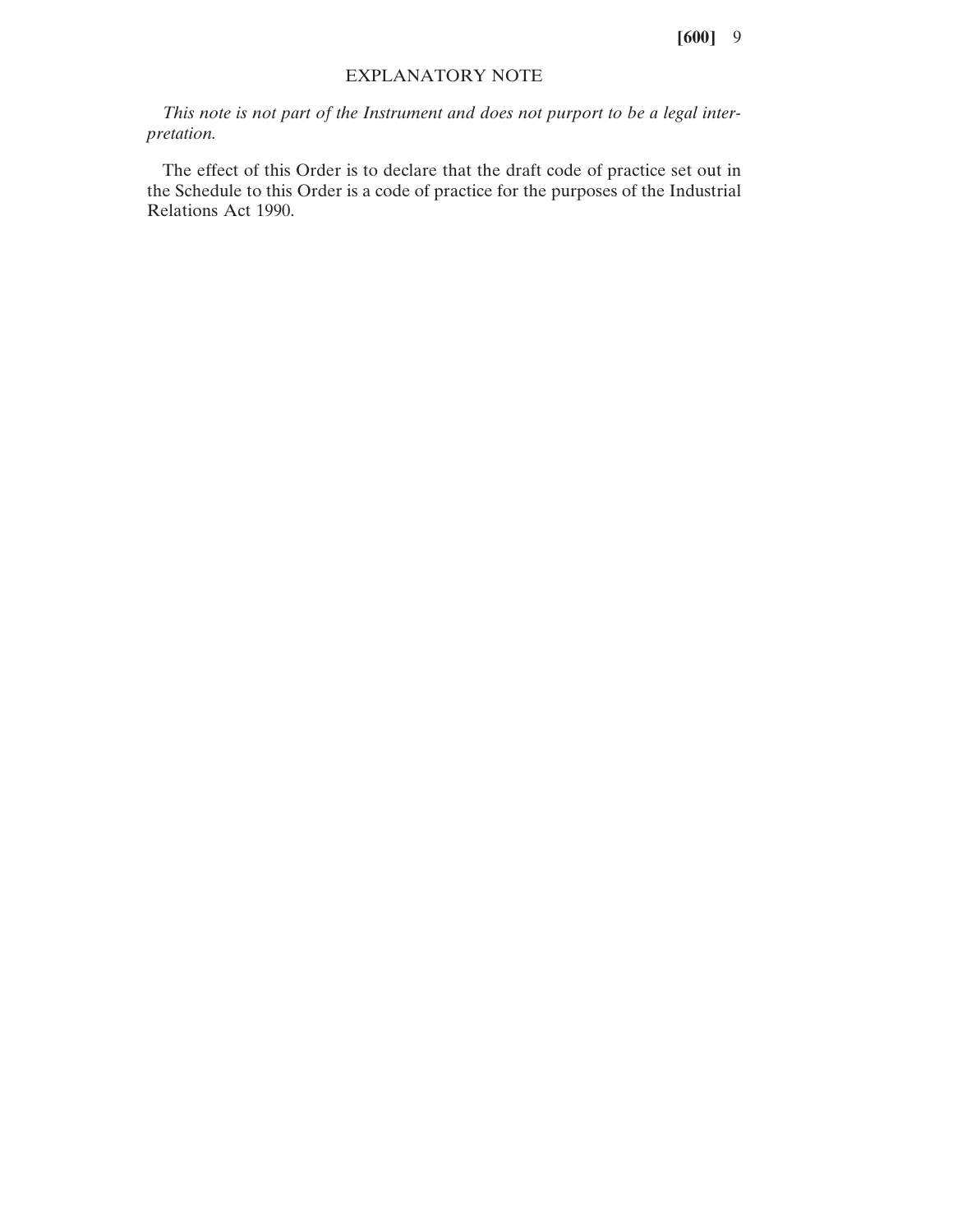## EXPLANATORY NOTE

*This note is not part of the Instrument and does not purport to be a legal interpretation.*

The effect of this Order is to declare that the draft code of practice set out in the Schedule to this Order is a code of practice for the purposes of the Industrial Relations Act 1990.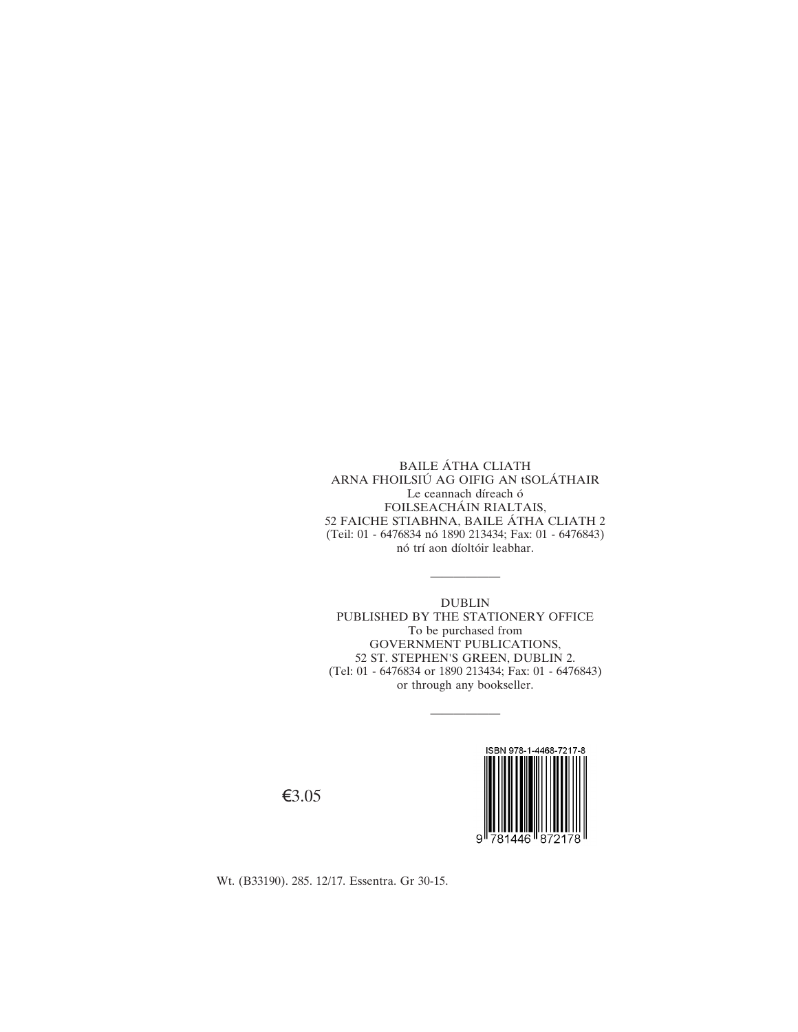BAILE ÁTHA CLIATH
ARNA FHOILSIÚ AG OIFIG AN tSOLÁTHAIR
Le ceannach díreach ó
FOILSEACHÁIN RIALTAIS,
52 FAICHE STIABHNA, BAILE ÁTHA CLIATH 2
(Teil: 01 - 6476834 nó 1890 213434; Fax: 01 - 6476843)
nó trí aon díoltóir leabhar.

---

DUBLIN
PUBLISHED BY THE STATIONERY OFFICE
To be purchased from
GOVERNMENT PUBLICATIONS,
52 ST. STEPHEN'S GREEN, DUBLIN 2.
(Tel: 01 - 6476834 or 1890 213434; Fax: 01 - 6476843)
or through any bookseller.

---

ISBN 978-1-4468-7217-8

9 781446 872178

€3.05

Wt. (B33190). 285. 12/17. Essentra. Gr 30-15.